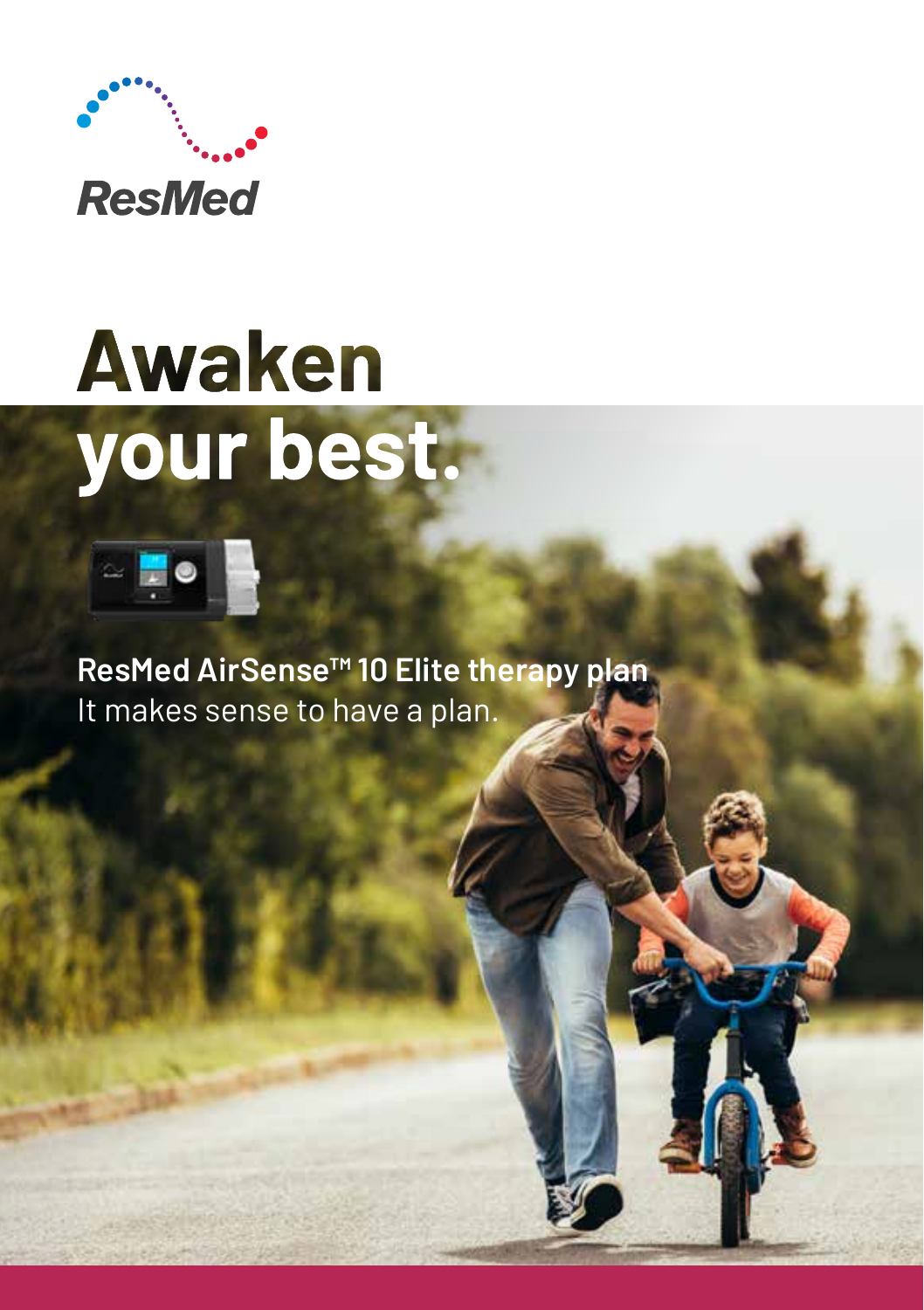ResMed

# Awaken your best.

**ResMed AirSense™ 10 Elite therapy plan**

It makes sense to have a plan.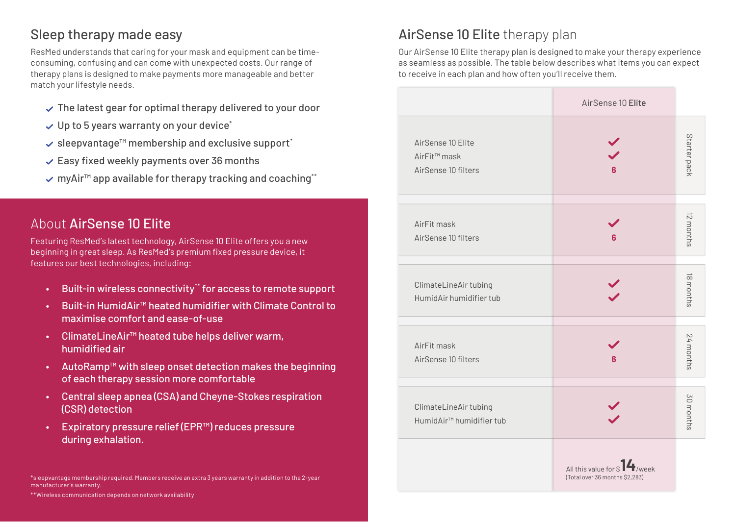## Sleep therapy made easy

ResMed understands that caring for your mask and equipment can be time-consuming, confusing and can come with unexpected costs. Our range of therapy plans is designed to make payments more manageable and better match your lifestyle needs.

- The latest gear for optimal therapy delivered to your door
- Up to 5 years warranty on your device*
- sleepvantage™ membership and exclusive support*
- Easy fixed weekly payments over 36 months
- myAir™ app available for therapy tracking and coaching**

## About **AirSense 10 Elite**

Featuring ResMed's latest technology, AirSense 10 Elite offers you a new beginning in great sleep. As ResMed's premium fixed pressure device, it features our best technologies, including:

- Built-in wireless connectivity** for access to remote support
- Built-in HumidAir™ heated humidifier with Climate Control to maximise comfort and ease-of-use
- ClimateLineAir™ heated tube helps deliver warm, humidified air
- AutoRamp™ with sleep onset detection makes the beginning of each therapy session more comfortable
- Central sleep apnea (CSA) and Cheyne-Stokes respiration (CSR) detection
- Expiratory pressure relief (EPR™) reduces pressure during exhalation.

*sleepvantage membership required. Members receive an extra 3 years warranty in addition to the 2-year manufacturer's warranty.

**Wireless communication depends on network availability

## AirSense 10 Elite therapy plan

Our AirSense 10 Elite therapy plan is designed to make your therapy experience as seamless as possible. The table below describes what items you can expect to receive in each plan and how often you'll receive them.

| | AirSense 10 **Elite** | |
|---|---|---|
| AirSense 10 Elite<br>AirFit™ mask<br>AirSense 10 filters | ✓<br>✓<br>6 | Starter pack |
| AirFit mask<br>AirSense 10 filters | ✓<br>6 | 12 months |
| ClimateLineAir tubing<br>HumidAir humidifier tub | ✓<br>✓ | 18 months |
| AirFit mask<br>AirSense 10 filters | ✓<br>6 | 24 months |
| ClimateLineAir tubing<br>HumidAir™ humidifier tub | ✓<br>✓ | 30 months |
| | All this value for $14/week<br>(Total over 36 months $2,283) | |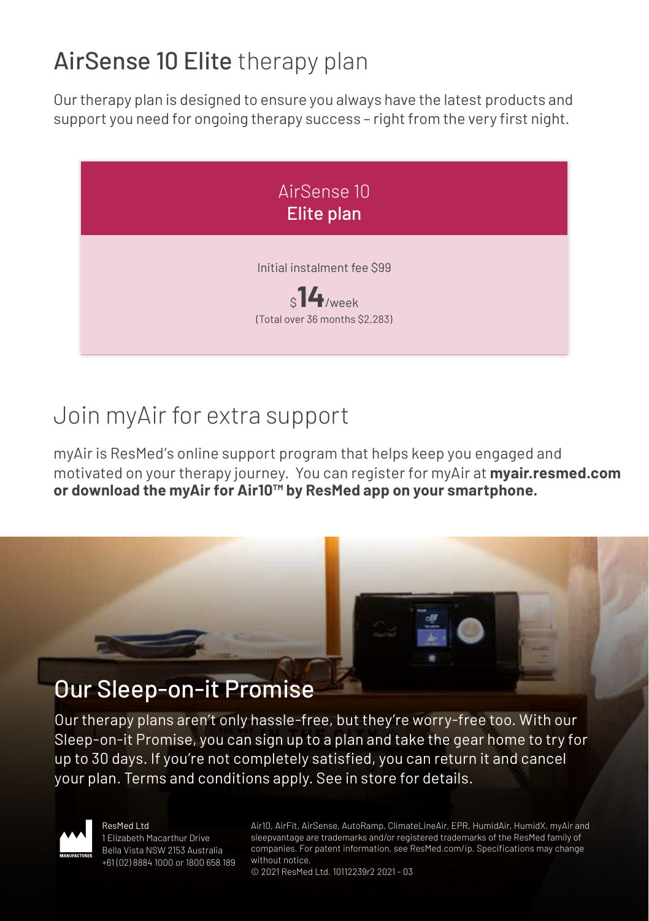# AirSense 10 Elite therapy plan

Our therapy plan is designed to ensure you always have the latest products and support you need for ongoing therapy success – right from the very first night.

## AirSense 10 **Elite plan**

Initial instalment fee $99

$**14**/week

(Total over 36 months $2,283)

## Join myAir for extra support

myAir is ResMed's online support program that helps keep you engaged and motivated on your therapy journey. You can register for myAir at **myair.resmed.com or download the myAir for Air10™ by ResMed app on your smartphone.**

## Our Sleep-on-it Promise

Our therapy plans aren't only hassle-free, but they're worry-free too. With our Sleep-on-it Promise, you can sign up to a plan and take the gear home to try for up to 30 days. If you're not completely satisfied, you can return it and cancel your plan. Terms and conditions apply. See in store for details.

MANUFACTURER

ResMed Ltd
1 Elizabeth Macarthur Drive
Bella Vista NSW 2153 Australia
+61 (02) 8884 1000 or 1800 658 189

Air10, AirFit, AirSense, AutoRamp, ClimateLineAir, EPR, HumidAir, HumidX, myAir and sleepvantage are trademarks and/or registered trademarks of the ResMed family of companies. For patent information, see ResMed.com/ip. Specifications may change without notice.
© 2021 ResMed Ltd. 10112239r2 2021 - 03